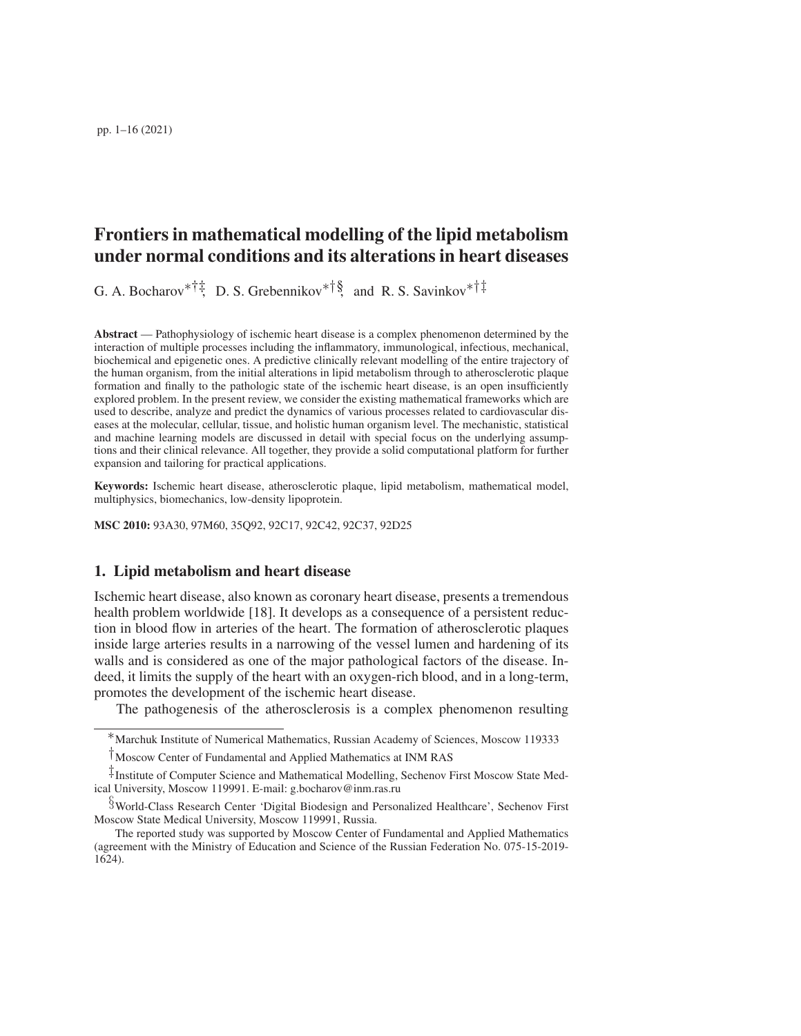# Frontiers in mathematical modelling of the lipid metabolism under normal conditions and its alterations in heart diseases

G. A. Bocharov[*†‡], D. S. Grebennikov[*†§], and R. S. Savinkov[*†‡]

**Abstract** — Pathophysiology of ischemic heart disease is a complex phenomenon determined by the interaction of multiple processes including the inflammatory, immunological, infectious, mechanical, biochemical and epigenetic ones. A predictive clinically relevant modelling of the entire trajectory of the human organism, from the initial alterations in lipid metabolism through to atherosclerotic plaque formation and finally to the pathologic state of the ischemic heart disease, is an open insufficiently explored problem. In the present review, we consider the existing mathematical frameworks which are used to describe, analyze and predict the dynamics of various processes related to cardiovascular diseases at the molecular, cellular, tissue, and holistic human organism level. The mechanistic, statistical and machine learning models are discussed in detail with special focus on the underlying assumptions and their clinical relevance. All together, they provide a solid computational platform for further expansion and tailoring for practical applications.

**Keywords:** Ischemic heart disease, atherosclerotic plaque, lipid metabolism, mathematical model, multiphysics, biomechanics, low-density lipoprotein.

**MSC 2010:** 93A30, 97M60, 35Q92, 92C17, 92C42, 92C37, 92D25

## 1. Lipid metabolism and heart disease

Ischemic heart disease, also known as coronary heart disease, presents a tremendous health problem worldwide [18]. It develops as a consequence of a persistent reduction in blood flow in arteries of the heart. The formation of atherosclerotic plaques inside large arteries results in a narrowing of the vessel lumen and hardening of its walls and is considered as one of the major pathological factors of the disease. Indeed, it limits the supply of the heart with an oxygen-rich blood, and in a long-term, promotes the development of the ischemic heart disease.

The pathogenesis of the atherosclerosis is a complex phenomenon resulting

---

[*] Marchuk Institute of Numerical Mathematics, Russian Academy of Sciences, Moscow 119333

[†] Moscow Center of Fundamental and Applied Mathematics at INM RAS

[‡] Institute of Computer Science and Mathematical Modelling, Sechenov First Moscow State Medical University, Moscow 119991. E-mail: g.bocharov@inm.ras.ru

[§] World-Class Research Center 'Digital Biodesign and Personalized Healthcare', Sechenov First Moscow State Medical University, Moscow 119991, Russia.

The reported study was supported by Moscow Center of Fundamental and Applied Mathematics (agreement with the Ministry of Education and Science of the Russian Federation No. 075-15-2019-1624).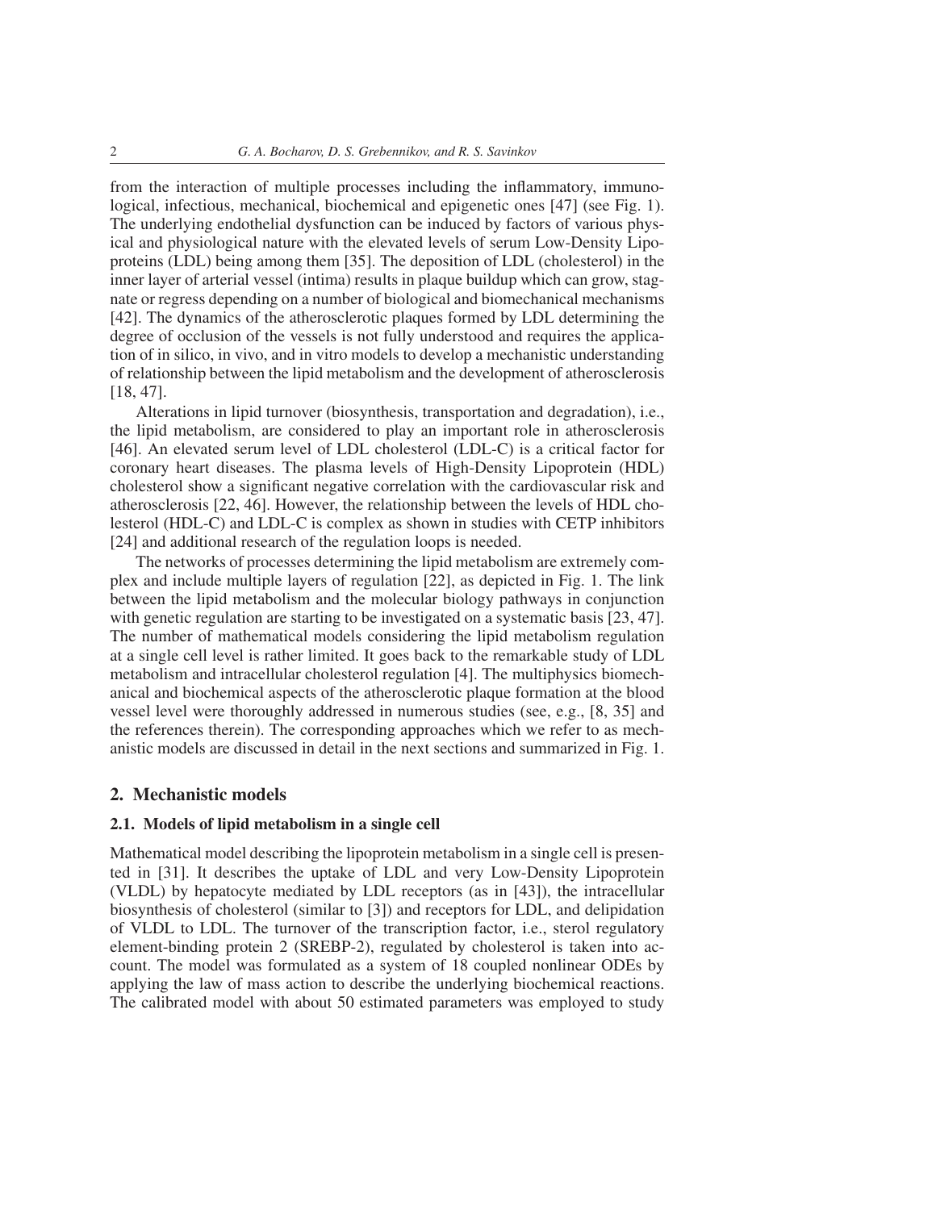from the interaction of multiple processes including the inflammatory, immunological, infectious, mechanical, biochemical and epigenetic ones [47] (see Fig. 1). The underlying endothelial dysfunction can be induced by factors of various physical and physiological nature with the elevated levels of serum Low-Density Lipoproteins (LDL) being among them [35]. The deposition of LDL (cholesterol) in the inner layer of arterial vessel (intima) results in plaque buildup which can grow, stagnate or regress depending on a number of biological and biomechanical mechanisms [42]. The dynamics of the atherosclerotic plaques formed by LDL determining the degree of occlusion of the vessels is not fully understood and requires the application of in silico, in vivo, and in vitro models to develop a mechanistic understanding of relationship between the lipid metabolism and the development of atherosclerosis [18, 47].

Alterations in lipid turnover (biosynthesis, transportation and degradation), i.e., the lipid metabolism, are considered to play an important role in atherosclerosis [46]. An elevated serum level of LDL cholesterol (LDL-C) is a critical factor for coronary heart diseases. The plasma levels of High-Density Lipoprotein (HDL) cholesterol show a significant negative correlation with the cardiovascular risk and atherosclerosis [22, 46]. However, the relationship between the levels of HDL cholesterol (HDL-C) and LDL-C is complex as shown in studies with CETP inhibitors [24] and additional research of the regulation loops is needed.

The networks of processes determining the lipid metabolism are extremely complex and include multiple layers of regulation [22], as depicted in Fig. 1. The link between the lipid metabolism and the molecular biology pathways in conjunction with genetic regulation are starting to be investigated on a systematic basis [23, 47]. The number of mathematical models considering the lipid metabolism regulation at a single cell level is rather limited. It goes back to the remarkable study of LDL metabolism and intracellular cholesterol regulation [4]. The multiphysics biomechanical and biochemical aspects of the atherosclerotic plaque formation at the blood vessel level were thoroughly addressed in numerous studies (see, e.g., [8, 35] and the references therein). The corresponding approaches which we refer to as mechanistic models are discussed in detail in the next sections and summarized in Fig. 1.

## 2. Mechanistic models

### 2.1. Models of lipid metabolism in a single cell

Mathematical model describing the lipoprotein metabolism in a single cell is presented in [31]. It describes the uptake of LDL and very Low-Density Lipoprotein (VLDL) by hepatocyte mediated by LDL receptors (as in [43]), the intracellular biosynthesis of cholesterol (similar to [3]) and receptors for LDL, and delipidation of VLDL to LDL. The turnover of the transcription factor, i.e., sterol regulatory element-binding protein 2 (SREBP-2), regulated by cholesterol is taken into account. The model was formulated as a system of 18 coupled nonlinear ODEs by applying the law of mass action to describe the underlying biochemical reactions. The calibrated model with about 50 estimated parameters was employed to study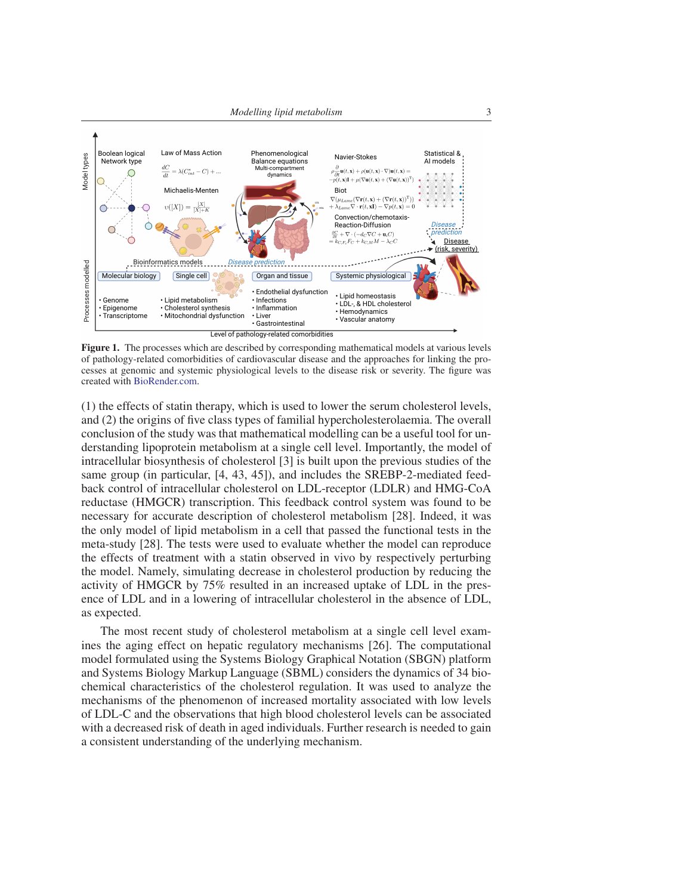**Figure 1.** The processes which are described by corresponding mathematical models at various levels of pathology-related comorbidities of cardiovascular disease and the approaches for linking the processes at genomic and systemic physiological levels to the disease risk or severity. The figure was created with BioRender.com.

(1) the effects of statin therapy, which is used to lower the serum cholesterol levels, and (2) the origins of five class types of familial hypercholesterolaemia. The overall conclusion of the study was that mathematical modelling can be a useful tool for understanding lipoprotein metabolism at a single cell level. Importantly, the model of intracellular biosynthesis of cholesterol [3] is built upon the previous studies of the same group (in particular, [4, 43, 45]), and includes the SREBP-2-mediated feedback control of intracellular cholesterol on LDL-receptor (LDLR) and HMG-CoA reductase (HMGCR) transcription. This feedback control system was found to be necessary for accurate description of cholesterol metabolism [28]. Indeed, it was the only model of lipid metabolism in a cell that passed the functional tests in the meta-study [28]. The tests were used to evaluate whether the model can reproduce the effects of treatment with a statin observed in vivo by respectively perturbing the model. Namely, simulating decrease in cholesterol production by reducing the activity of HMGCR by 75% resulted in an increased uptake of LDL in the presence of LDL and in a lowering of intracellular cholesterol in the absence of LDL, as expected.

The most recent study of cholesterol metabolism at a single cell level examines the aging effect on hepatic regulatory mechanisms [26]. The computational model formulated using the Systems Biology Graphical Notation (SBGN) platform and Systems Biology Markup Language (SBML) considers the dynamics of 34 biochemical characteristics of the cholesterol regulation. It was used to analyze the mechanisms of the phenomenon of increased mortality associated with low levels of LDL-C and the observations that high blood cholesterol levels can be associated with a decreased risk of death in aged individuals. Further research is needed to gain a consistent understanding of the underlying mechanism.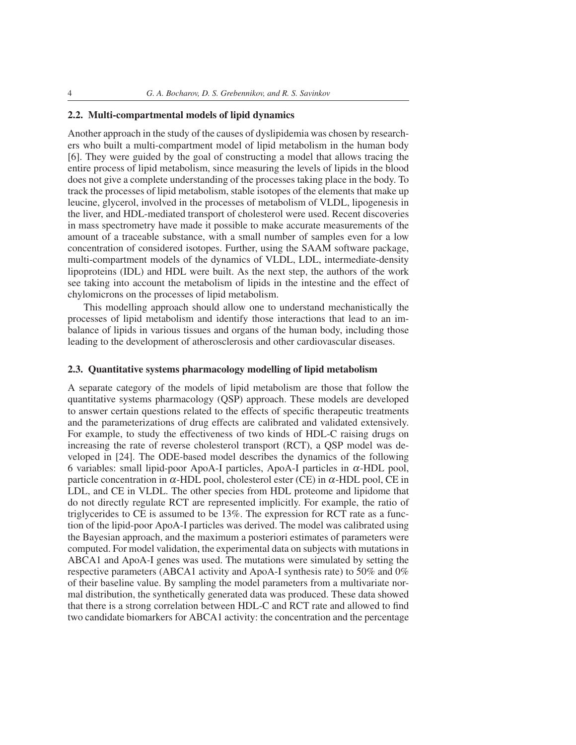### 2.2. Multi-compartmental models of lipid dynamics

Another approach in the study of the causes of dyslipidemia was chosen by researchers who built a multi-compartment model of lipid metabolism in the human body [6]. They were guided by the goal of constructing a model that allows tracing the entire process of lipid metabolism, since measuring the levels of lipids in the blood does not give a complete understanding of the processes taking place in the body. To track the processes of lipid metabolism, stable isotopes of the elements that make up leucine, glycerol, involved in the processes of metabolism of VLDL, lipogenesis in the liver, and HDL-mediated transport of cholesterol were used. Recent discoveries in mass spectrometry have made it possible to make accurate measurements of the amount of a traceable substance, with a small number of samples even for a low concentration of considered isotopes. Further, using the SAAM software package, multi-compartment models of the dynamics of VLDL, LDL, intermediate-density lipoproteins (IDL) and HDL were built. As the next step, the authors of the work see taking into account the metabolism of lipids in the intestine and the effect of chylomicrons on the processes of lipid metabolism.

This modelling approach should allow one to understand mechanistically the processes of lipid metabolism and identify those interactions that lead to an imbalance of lipids in various tissues and organs of the human body, including those leading to the development of atherosclerosis and other cardiovascular diseases.

### 2.3. Quantitative systems pharmacology modelling of lipid metabolism

A separate category of the models of lipid metabolism are those that follow the quantitative systems pharmacology (QSP) approach. These models are developed to answer certain questions related to the effects of specific therapeutic treatments and the parameterizations of drug effects are calibrated and validated extensively. For example, to study the effectiveness of two kinds of HDL-C raising drugs on increasing the rate of reverse cholesterol transport (RCT), a QSP model was developed in [24]. The ODE-based model describes the dynamics of the following 6 variables: small lipid-poor ApoA-I particles, ApoA-I particles in $\alpha$-HDL pool, particle concentration in $\alpha$-HDL pool, cholesterol ester (CE) in $\alpha$-HDL pool, CE in LDL, and CE in VLDL. The other species from HDL proteome and lipidome that do not directly regulate RCT are represented implicitly. For example, the ratio of triglycerides to CE is assumed to be 13%. The expression for RCT rate as a function of the lipid-poor ApoA-I particles was derived. The model was calibrated using the Bayesian approach, and the maximum a posteriori estimates of parameters were computed. For model validation, the experimental data on subjects with mutations in ABCA1 and ApoA-I genes was used. The mutations were simulated by setting the respective parameters (ABCA1 activity and ApoA-I synthesis rate) to 50% and 0% of their baseline value. By sampling the model parameters from a multivariate normal distribution, the synthetically generated data was produced. These data showed that there is a strong correlation between HDL-C and RCT rate and allowed to find two candidate biomarkers for ABCA1 activity: the concentration and the percentage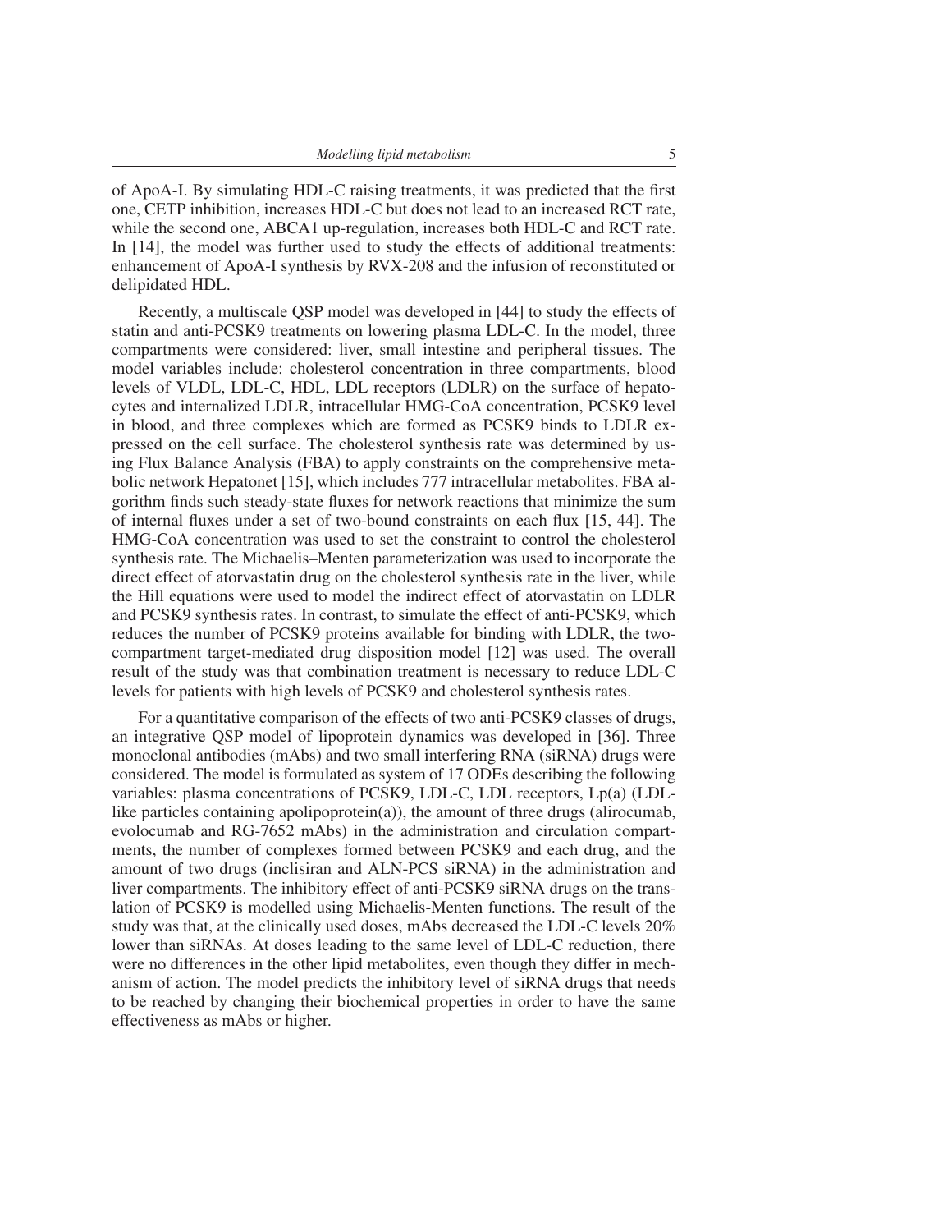of ApoA-I. By simulating HDL-C raising treatments, it was predicted that the first one, CETP inhibition, increases HDL-C but does not lead to an increased RCT rate, while the second one, ABCA1 up-regulation, increases both HDL-C and RCT rate. In [14], the model was further used to study the effects of additional treatments: enhancement of ApoA-I synthesis by RVX-208 and the infusion of reconstituted or delipidated HDL.

Recently, a multiscale QSP model was developed in [44] to study the effects of statin and anti-PCSK9 treatments on lowering plasma LDL-C. In the model, three compartments were considered: liver, small intestine and peripheral tissues. The model variables include: cholesterol concentration in three compartments, blood levels of VLDL, LDL-C, HDL, LDL receptors (LDLR) on the surface of hepatocytes and internalized LDLR, intracellular HMG-CoA concentration, PCSK9 level in blood, and three complexes which are formed as PCSK9 binds to LDLR expressed on the cell surface. The cholesterol synthesis rate was determined by using Flux Balance Analysis (FBA) to apply constraints on the comprehensive metabolic network Hepatonet [15], which includes 777 intracellular metabolites. FBA algorithm finds such steady-state fluxes for network reactions that minimize the sum of internal fluxes under a set of two-bound constraints on each flux [15, 44]. The HMG-CoA concentration was used to set the constraint to control the cholesterol synthesis rate. The Michaelis–Menten parameterization was used to incorporate the direct effect of atorvastatin drug on the cholesterol synthesis rate in the liver, while the Hill equations were used to model the indirect effect of atorvastatin on LDLR and PCSK9 synthesis rates. In contrast, to simulate the effect of anti-PCSK9, which reduces the number of PCSK9 proteins available for binding with LDLR, the two-compartment target-mediated drug disposition model [12] was used. The overall result of the study was that combination treatment is necessary to reduce LDL-C levels for patients with high levels of PCSK9 and cholesterol synthesis rates.

For a quantitative comparison of the effects of two anti-PCSK9 classes of drugs, an integrative QSP model of lipoprotein dynamics was developed in [36]. Three monoclonal antibodies (mAbs) and two small interfering RNA (siRNA) drugs were considered. The model is formulated as system of 17 ODEs describing the following variables: plasma concentrations of PCSK9, LDL-C, LDL receptors, Lp(a) (LDL-like particles containing apolipoprotein(a)), the amount of three drugs (alirocumab, evolocumab and RG-7652 mAbs) in the administration and circulation compartments, the number of complexes formed between PCSK9 and each drug, and the amount of two drugs (inclisiran and ALN-PCS siRNA) in the administration and liver compartments. The inhibitory effect of anti-PCSK9 siRNA drugs on the translation of PCSK9 is modelled using Michaelis-Menten functions. The result of the study was that, at the clinically used doses, mAbs decreased the LDL-C levels 20% lower than siRNAs. At doses leading to the same level of LDL-C reduction, there were no differences in the other lipid metabolites, even though they differ in mechanism of action. The model predicts the inhibitory level of siRNA drugs that needs to be reached by changing their biochemical properties in order to have the same effectiveness as mAbs or higher.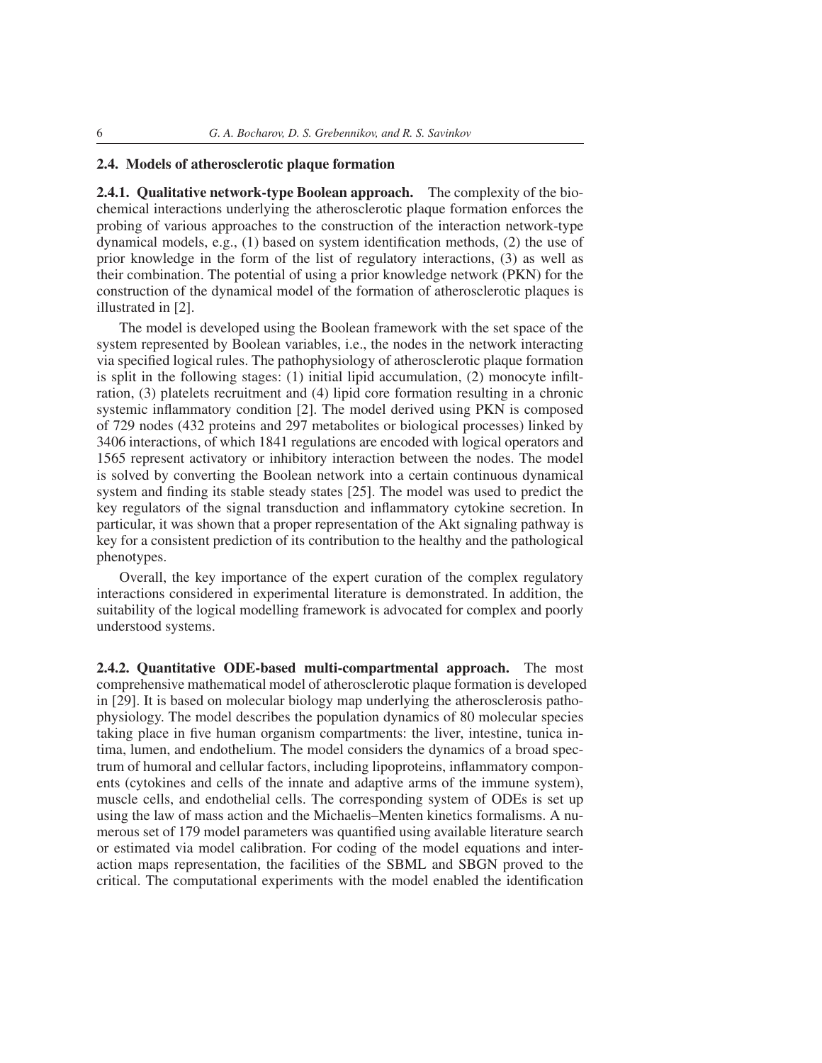## 2.4. Models of atherosclerotic plaque formation

**2.4.1. Qualitative network-type Boolean approach.** The complexity of the biochemical interactions underlying the atherosclerotic plaque formation enforces the probing of various approaches to the construction of the interaction network-type dynamical models, e.g., (1) based on system identification methods, (2) the use of prior knowledge in the form of the list of regulatory interactions, (3) as well as their combination. The potential of using a prior knowledge network (PKN) for the construction of the dynamical model of the formation of atherosclerotic plaques is illustrated in [2].

The model is developed using the Boolean framework with the set space of the system represented by Boolean variables, i.e., the nodes in the network interacting via specified logical rules. The pathophysiology of atherosclerotic plaque formation is split in the following stages: (1) initial lipid accumulation, (2) monocyte infiltration, (3) platelets recruitment and (4) lipid core formation resulting in a chronic systemic inflammatory condition [2]. The model derived using PKN is composed of 729 nodes (432 proteins and 297 metabolites or biological processes) linked by 3406 interactions, of which 1841 regulations are encoded with logical operators and 1565 represent activatory or inhibitory interaction between the nodes. The model is solved by converting the Boolean network into a certain continuous dynamical system and finding its stable steady states [25]. The model was used to predict the key regulators of the signal transduction and inflammatory cytokine secretion. In particular, it was shown that a proper representation of the Akt signaling pathway is key for a consistent prediction of its contribution to the healthy and the pathological phenotypes.

Overall, the key importance of the expert curation of the complex regulatory interactions considered in experimental literature is demonstrated. In addition, the suitability of the logical modelling framework is advocated for complex and poorly understood systems.

**2.4.2. Quantitative ODE-based multi-compartmental approach.** The most comprehensive mathematical model of atherosclerotic plaque formation is developed in [29]. It is based on molecular biology map underlying the atherosclerosis pathophysiology. The model describes the population dynamics of 80 molecular species taking place in five human organism compartments: the liver, intestine, tunica intima, lumen, and endothelium. The model considers the dynamics of a broad spectrum of humoral and cellular factors, including lipoproteins, inflammatory components (cytokines and cells of the innate and adaptive arms of the immune system), muscle cells, and endothelial cells. The corresponding system of ODEs is set up using the law of mass action and the Michaelis–Menten kinetics formalisms. A numerous set of 179 model parameters was quantified using available literature search or estimated via model calibration. For coding of the model equations and interaction maps representation, the facilities of the SBML and SBGN proved to the critical. The computational experiments with the model enabled the identification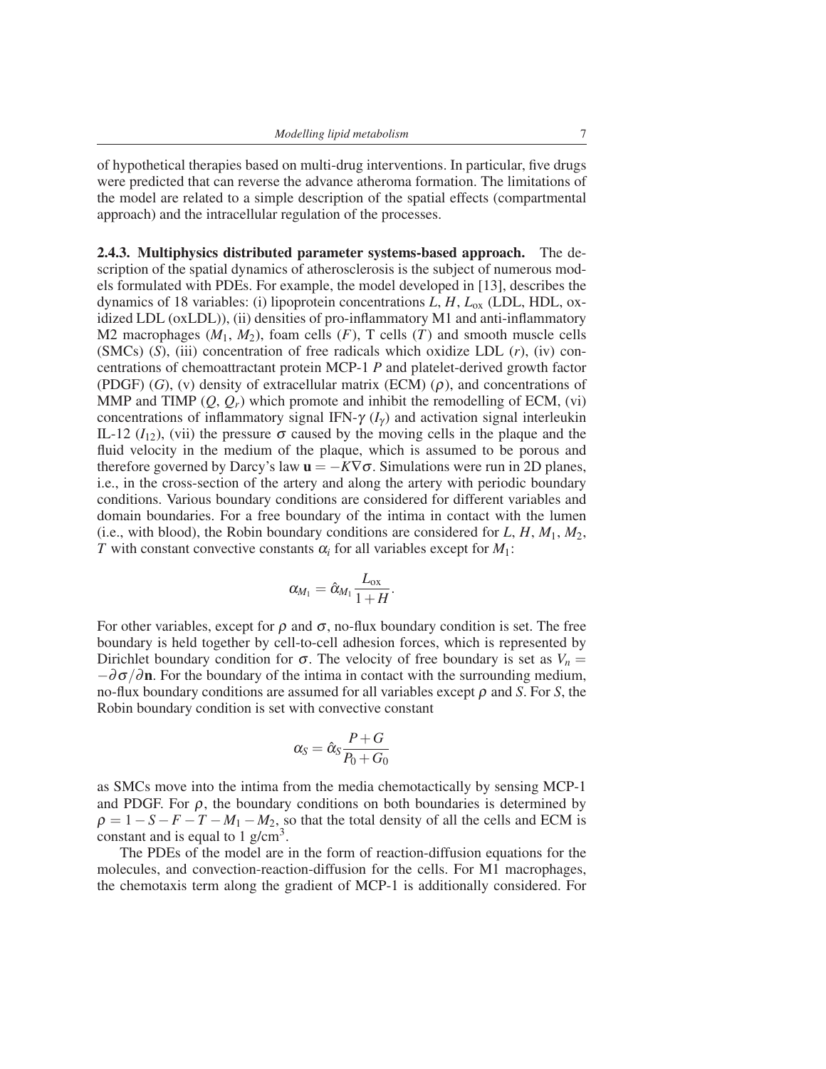of hypothetical therapies based on multi-drug interventions. In particular, five drugs were predicted that can reverse the advance atheroma formation. The limitations of the model are related to a simple description of the spatial effects (compartmental approach) and the intracellular regulation of the processes.

**2.4.3. Multiphysics distributed parameter systems-based approach.** The description of the spatial dynamics of atherosclerosis is the subject of numerous models formulated with PDEs. For example, the model developed in [13], describes the dynamics of 18 variables: (i) lipoprotein concentrations $L$, $H$, $L_{\text{ox}}$ (LDL, HDL, oxidized LDL (oxLDL)), (ii) densities of pro-inflammatory M1 and anti-inflammatory M2 macrophages ($M_1$, $M_2$), foam cells ($F$), T cells ($T$) and smooth muscle cells (SMCs) ($S$), (iii) concentration of free radicals which oxidize LDL ($r$), (iv) concentrations of chemoattractant protein MCP-1 $P$ and platelet-derived growth factor (PDGF) ($G$), (v) density of extracellular matrix (ECM) ($\rho$), and concentrations of MMP and TIMP ($Q$, $Q_r$) which promote and inhibit the remodelling of ECM, (vi) concentrations of inflammatory signal IFN-$\gamma$ ($I_\gamma$) and activation signal interleukin IL-12 ($I_{12}$), (vii) the pressure $\sigma$ caused by the moving cells in the plaque and the fluid velocity in the medium of the plaque, which is assumed to be porous and therefore governed by Darcy's law $\mathbf{u} = -K\nabla\sigma$. Simulations were run in 2D planes, i.e., in the cross-section of the artery and along the artery with periodic boundary conditions. Various boundary conditions are considered for different variables and domain boundaries. For a free boundary of the intima in contact with the lumen (i.e., with blood), the Robin boundary conditions are considered for $L$, $H$, $M_1$, $M_2$, $T$ with constant convective constants $\alpha_i$ for all variables except for $M_1$:

$$\alpha_{M_1} = \hat{\alpha}_{M_1} \frac{L_{\text{ox}}}{1+H}.$$

For other variables, except for $\rho$ and $\sigma$, no-flux boundary condition is set. The free boundary is held together by cell-to-cell adhesion forces, which is represented by Dirichlet boundary condition for $\sigma$. The velocity of free boundary is set as $V_n = -\partial\sigma/\partial\mathbf{n}$. For the boundary of the intima in contact with the surrounding medium, no-flux boundary conditions are assumed for all variables except $\rho$ and $S$. For $S$, the Robin boundary condition is set with convective constant

$$\alpha_S = \hat{\alpha}_S \frac{P+G}{P_0+G_0}$$

as SMCs move into the intima from the media chemotactically by sensing MCP-1 and PDGF. For $\rho$, the boundary conditions on both boundaries is determined by $\rho = 1 - S - F - T - M_1 - M_2$, so that the total density of all the cells and ECM is constant and is equal to 1 g/cm$^3$.

The PDEs of the model are in the form of reaction-diffusion equations for the molecules, and convection-reaction-diffusion for the cells. For M1 macrophages, the chemotaxis term along the gradient of MCP-1 is additionally considered. For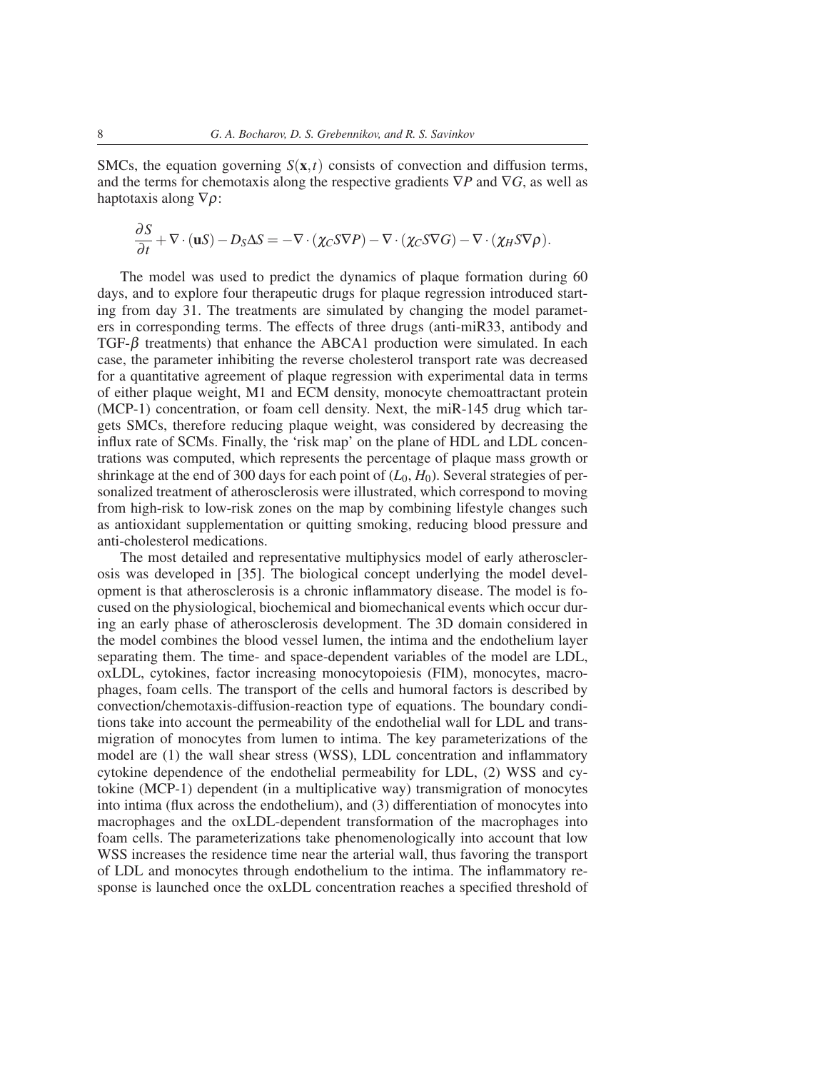SMCs, the equation governing $S(\mathbf{x},t)$ consists of convection and diffusion terms, and the terms for chemotaxis along the respective gradients $\nabla P$ and $\nabla G$, as well as haptotaxis along $\nabla \rho$:

$$\frac{\partial S}{\partial t} + \nabla \cdot (\mathbf{u}S) - D_S \Delta S = -\nabla \cdot (\chi_C S \nabla P) - \nabla \cdot (\chi_C S \nabla G) - \nabla \cdot (\chi_H S \nabla \rho).$$

The model was used to predict the dynamics of plaque formation during 60 days, and to explore four therapeutic drugs for plaque regression introduced starting from day 31. The treatments are simulated by changing the model parameters in corresponding terms. The effects of three drugs (anti-miR33, antibody and TGF-$\beta$ treatments) that enhance the ABCA1 production were simulated. In each case, the parameter inhibiting the reverse cholesterol transport rate was decreased for a quantitative agreement of plaque regression with experimental data in terms of either plaque weight, M1 and ECM density, monocyte chemoattractant protein (MCP-1) concentration, or foam cell density. Next, the miR-145 drug which targets SMCs, therefore reducing plaque weight, was considered by decreasing the influx rate of SCMs. Finally, the 'risk map' on the plane of HDL and LDL concentrations was computed, which represents the percentage of plaque mass growth or shrinkage at the end of 300 days for each point of $(L_0, H_0)$. Several strategies of personalized treatment of atherosclerosis were illustrated, which correspond to moving from high-risk to low-risk zones on the map by combining lifestyle changes such as antioxidant supplementation or quitting smoking, reducing blood pressure and anti-cholesterol medications.

The most detailed and representative multiphysics model of early atherosclerosis was developed in [35]. The biological concept underlying the model development is that atherosclerosis is a chronic inflammatory disease. The model is focused on the physiological, biochemical and biomechanical events which occur during an early phase of atherosclerosis development. The 3D domain considered in the model combines the blood vessel lumen, the intima and the endothelium layer separating them. The time- and space-dependent variables of the model are LDL, oxLDL, cytokines, factor increasing monocytopoiesis (FIM), monocytes, macrophages, foam cells. The transport of the cells and humoral factors is described by convection/chemotaxis-diffusion-reaction type of equations. The boundary conditions take into account the permeability of the endothelial wall for LDL and transmigration of monocytes from lumen to intima. The key parameterizations of the model are (1) the wall shear stress (WSS), LDL concentration and inflammatory cytokine dependence of the endothelial permeability for LDL, (2) WSS and cytokine (MCP-1) dependent (in a multiplicative way) transmigration of monocytes into intima (flux across the endothelium), and (3) differentiation of monocytes into macrophages and the oxLDL-dependent transformation of the macrophages into foam cells. The parameterizations take phenomenologically into account that low WSS increases the residence time near the arterial wall, thus favoring the transport of LDL and monocytes through endothelium to the intima. The inflammatory response is launched once the oxLDL concentration reaches a specified threshold of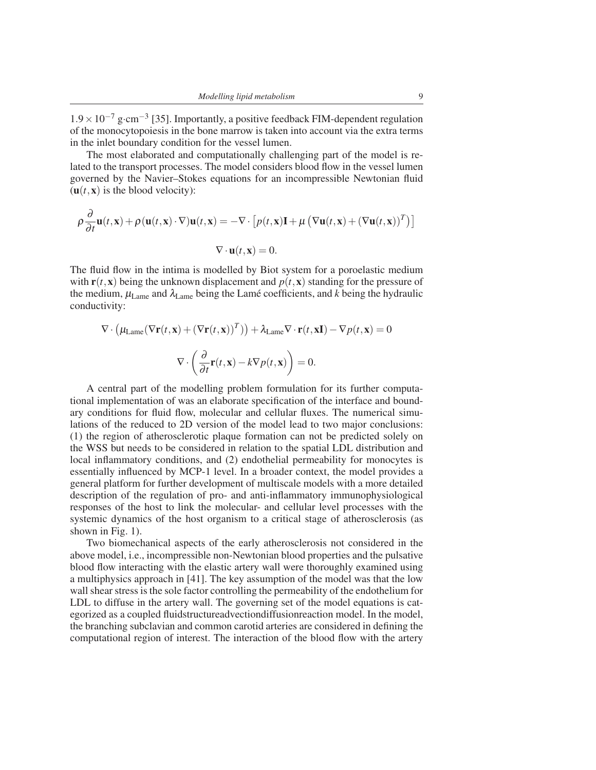$1.9 \times 10^{-7}$ g·cm$^{-3}$ [35]. Importantly, a positive feedback FIM-dependent regulation of the monocytopoiesis in the bone marrow is taken into account via the extra terms in the inlet boundary condition for the vessel lumen.

The most elaborated and computationally challenging part of the model is related to the transport processes. The model considers blood flow in the vessel lumen governed by the Navier–Stokes equations for an incompressible Newtonian fluid ($\mathbf{u}(t,\mathbf{x})$ is the blood velocity):

$$\rho \frac{\partial}{\partial t}\mathbf{u}(t,\mathbf{x}) + \rho(\mathbf{u}(t,\mathbf{x}) \cdot \nabla)\mathbf{u}(t,\mathbf{x}) = -\nabla \cdot \left[p(t,\mathbf{x})\mathbf{I} + \mu\left(\nabla\mathbf{u}(t,\mathbf{x}) + (\nabla\mathbf{u}(t,\mathbf{x}))^T\right)\right]$$

$$\nabla \cdot \mathbf{u}(t,\mathbf{x}) = 0.$$

The fluid flow in the intima is modelled by Biot system for a poroelastic medium with $\mathbf{r}(t,\mathbf{x})$ being the unknown displacement and $p(t,\mathbf{x})$ standing for the pressure of the medium, $\mu_{\text{Lame}}$ and $\lambda_{\text{Lame}}$ being the Lamé coefficients, and $k$ being the hydraulic conductivity:

$$\nabla \cdot \left(\mu_{\text{Lame}}(\nabla\mathbf{r}(t,\mathbf{x}) + (\nabla\mathbf{r}(t,\mathbf{x}))^T)\right) + \lambda_{\text{Lame}}\nabla \cdot \mathbf{r}(t,\mathbf{x}\mathbf{I}) - \nabla p(t,\mathbf{x}) = 0$$

$$\nabla \cdot \left(\frac{\partial}{\partial t}\mathbf{r}(t,\mathbf{x}) - k\nabla p(t,\mathbf{x})\right) = 0.$$

A central part of the modelling problem formulation for its further computational implementation of was an elaborate specification of the interface and boundary conditions for fluid flow, molecular and cellular fluxes. The numerical simulations of the reduced to 2D version of the model lead to two major conclusions: (1) the region of atherosclerotic plaque formation can not be predicted solely on the WSS but needs to be considered in relation to the spatial LDL distribution and local inflammatory conditions, and (2) endothelial permeability for monocytes is essentially influenced by MCP-1 level. In a broader context, the model provides a general platform for further development of multiscale models with a more detailed description of the regulation of pro- and anti-inflammatory immunophysiological responses of the host to link the molecular- and cellular level processes with the systemic dynamics of the host organism to a critical stage of atherosclerosis (as shown in Fig. 1).

Two biomechanical aspects of the early atherosclerosis not considered in the above model, i.e., incompressible non-Newtonian blood properties and the pulsative blood flow interacting with the elastic artery wall were thoroughly examined using a multiphysics approach in [41]. The key assumption of the model was that the low wall shear stress is the sole factor controlling the permeability of the endothelium for LDL to diffuse in the artery wall. The governing set of the model equations is categorized as a coupled fluidstructureadvectiondiffusionreaction model. In the model, the branching subclavian and common carotid arteries are considered in defining the computational region of interest. The interaction of the blood flow with the artery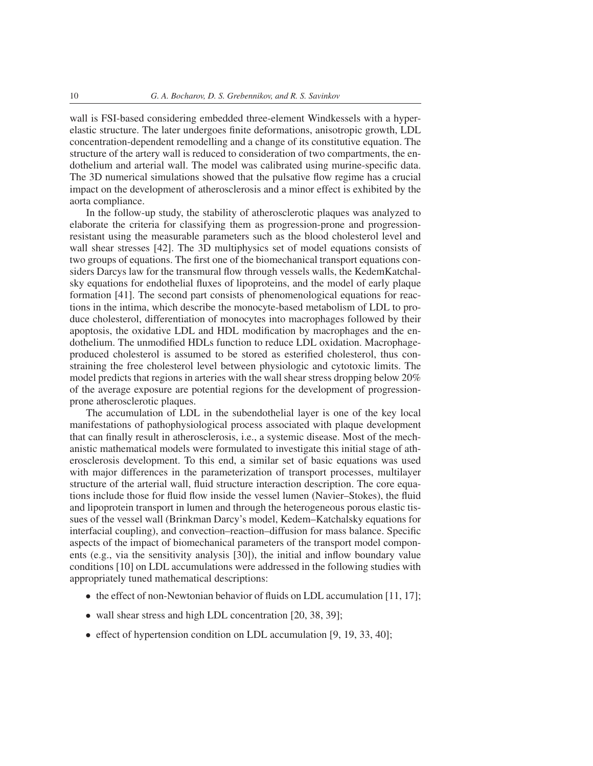wall is FSI-based considering embedded three-element Windkessels with a hyperelastic structure. The later undergoes finite deformations, anisotropic growth, LDL concentration-dependent remodelling and a change of its constitutive equation. The structure of the artery wall is reduced to consideration of two compartments, the endothelium and arterial wall. The model was calibrated using murine-specific data. The 3D numerical simulations showed that the pulsative flow regime has a crucial impact on the development of atherosclerosis and a minor effect is exhibited by the aorta compliance.

In the follow-up study, the stability of atherosclerotic plaques was analyzed to elaborate the criteria for classifying them as progression-prone and progression-resistant using the measurable parameters such as the blood cholesterol level and wall shear stresses [42]. The 3D multiphysics set of model equations consists of two groups of equations. The first one of the biomechanical transport equations considers Darcys law for the transmural flow through vessels walls, the KedemKatchalsky equations for endothelial fluxes of lipoproteins, and the model of early plaque formation [41]. The second part consists of phenomenological equations for reactions in the intima, which describe the monocyte-based metabolism of LDL to produce cholesterol, differentiation of monocytes into macrophages followed by their apoptosis, the oxidative LDL and HDL modification by macrophages and the endothelium. The unmodified HDLs function to reduce LDL oxidation. Macrophage-produced cholesterol is assumed to be stored as esterified cholesterol, thus constraining the free cholesterol level between physiologic and cytotoxic limits. The model predicts that regions in arteries with the wall shear stress dropping below 20% of the average exposure are potential regions for the development of progression-prone atherosclerotic plaques.

The accumulation of LDL in the subendothelial layer is one of the key local manifestations of pathophysiological process associated with plaque development that can finally result in atherosclerosis, i.e., a systemic disease. Most of the mechanistic mathematical models were formulated to investigate this initial stage of atherosclerosis development. To this end, a similar set of basic equations was used with major differences in the parameterization of transport processes, multilayer structure of the arterial wall, fluid structure interaction description. The core equations include those for fluid flow inside the vessel lumen (Navier–Stokes), the fluid and lipoprotein transport in lumen and through the heterogeneous porous elastic tissues of the vessel wall (Brinkman Darcy's model, Kedem–Katchalsky equations for interfacial coupling), and convection–reaction–diffusion for mass balance. Specific aspects of the impact of biomechanical parameters of the transport model components (e.g., via the sensitivity analysis [30]), the initial and inflow boundary value conditions [10] on LDL accumulations were addressed in the following studies with appropriately tuned mathematical descriptions:

- the effect of non-Newtonian behavior of fluids on LDL accumulation [11, 17];
- wall shear stress and high LDL concentration [20, 38, 39];
- effect of hypertension condition on LDL accumulation [9, 19, 33, 40];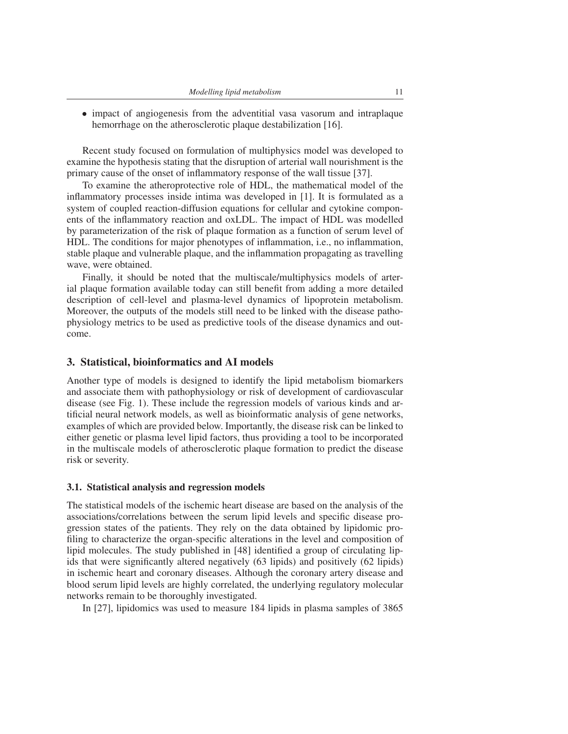- impact of angiogenesis from the adventitial vasa vasorum and intraplaque hemorrhage on the atherosclerotic plaque destabilization [16].

Recent study focused on formulation of multiphysics model was developed to examine the hypothesis stating that the disruption of arterial wall nourishment is the primary cause of the onset of inflammatory response of the wall tissue [37].

To examine the atheroprotective role of HDL, the mathematical model of the inflammatory processes inside intima was developed in [1]. It is formulated as a system of coupled reaction-diffusion equations for cellular and cytokine components of the inflammatory reaction and oxLDL. The impact of HDL was modelled by parameterization of the risk of plaque formation as a function of serum level of HDL. The conditions for major phenotypes of inflammation, i.e., no inflammation, stable plaque and vulnerable plaque, and the inflammation propagating as travelling wave, were obtained.

Finally, it should be noted that the multiscale/multiphysics models of arterial plaque formation available today can still benefit from adding a more detailed description of cell-level and plasma-level dynamics of lipoprotein metabolism. Moreover, the outputs of the models still need to be linked with the disease pathophysiology metrics to be used as predictive tools of the disease dynamics and outcome.

## 3. Statistical, bioinformatics and AI models

Another type of models is designed to identify the lipid metabolism biomarkers and associate them with pathophysiology or risk of development of cardiovascular disease (see Fig. 1). These include the regression models of various kinds and artificial neural network models, as well as bioinformatic analysis of gene networks, examples of which are provided below. Importantly, the disease risk can be linked to either genetic or plasma level lipid factors, thus providing a tool to be incorporated in the multiscale models of atherosclerotic plaque formation to predict the disease risk or severity.

### 3.1. Statistical analysis and regression models

The statistical models of the ischemic heart disease are based on the analysis of the associations/correlations between the serum lipid levels and specific disease progression states of the patients. They rely on the data obtained by lipidomic profiling to characterize the organ-specific alterations in the level and composition of lipid molecules. The study published in [48] identified a group of circulating lipids that were significantly altered negatively (63 lipids) and positively (62 lipids) in ischemic heart and coronary diseases. Although the coronary artery disease and blood serum lipid levels are highly correlated, the underlying regulatory molecular networks remain to be thoroughly investigated.

In [27], lipidomics was used to measure 184 lipids in plasma samples of 3865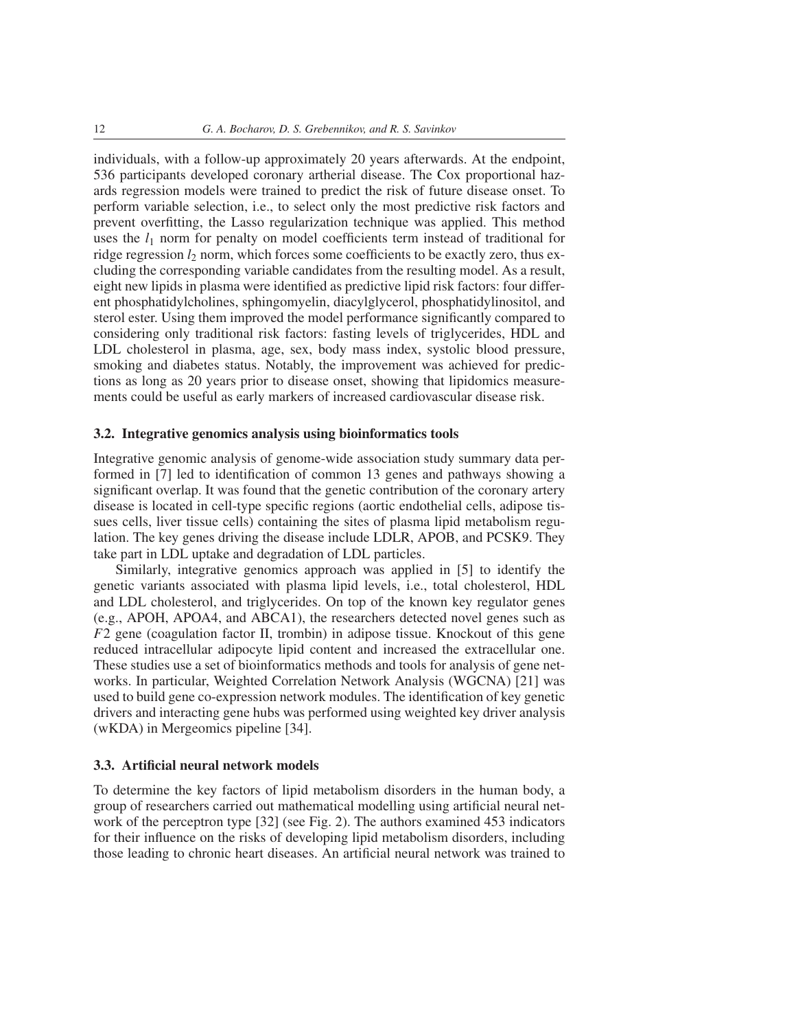individuals, with a follow-up approximately 20 years afterwards. At the endpoint, 536 participants developed coronary artherial disease. The Cox proportional hazards regression models were trained to predict the risk of future disease onset. To perform variable selection, i.e., to select only the most predictive risk factors and prevent overfitting, the Lasso regularization technique was applied. This method uses the $l_1$ norm for penalty on model coefficients term instead of traditional for ridge regression $l_2$ norm, which forces some coefficients to be exactly zero, thus excluding the corresponding variable candidates from the resulting model. As a result, eight new lipids in plasma were identified as predictive lipid risk factors: four different phosphatidylcholines, sphingomyelin, diacylglycerol, phosphatidylinositol, and sterol ester. Using them improved the model performance significantly compared to considering only traditional risk factors: fasting levels of triglycerides, HDL and LDL cholesterol in plasma, age, sex, body mass index, systolic blood pressure, smoking and diabetes status. Notably, the improvement was achieved for predictions as long as 20 years prior to disease onset, showing that lipidomics measurements could be useful as early markers of increased cardiovascular disease risk.

### 3.2. Integrative genomics analysis using bioinformatics tools

Integrative genomic analysis of genome-wide association study summary data performed in [7] led to identification of common 13 genes and pathways showing a significant overlap. It was found that the genetic contribution of the coronary artery disease is located in cell-type specific regions (aortic endothelial cells, adipose tissues cells, liver tissue cells) containing the sites of plasma lipid metabolism regulation. The key genes driving the disease include LDLR, APOB, and PCSK9. They take part in LDL uptake and degradation of LDL particles.

Similarly, integrative genomics approach was applied in [5] to identify the genetic variants associated with plasma lipid levels, i.e., total cholesterol, HDL and LDL cholesterol, and triglycerides. On top of the known key regulator genes (e.g., APOH, APOA4, and ABCA1), the researchers detected novel genes such as $F2$ gene (coagulation factor II, trombin) in adipose tissue. Knockout of this gene reduced intracellular adipocyte lipid content and increased the extracellular one. These studies use a set of bioinformatics methods and tools for analysis of gene networks. In particular, Weighted Correlation Network Analysis (WGCNA) [21] was used to build gene co-expression network modules. The identification of key genetic drivers and interacting gene hubs was performed using weighted key driver analysis (wKDA) in Mergeomics pipeline [34].

### 3.3. Artificial neural network models

To determine the key factors of lipid metabolism disorders in the human body, a group of researchers carried out mathematical modelling using artificial neural network of the perceptron type [32] (see Fig. 2). The authors examined 453 indicators for their influence on the risks of developing lipid metabolism disorders, including those leading to chronic heart diseases. An artificial neural network was trained to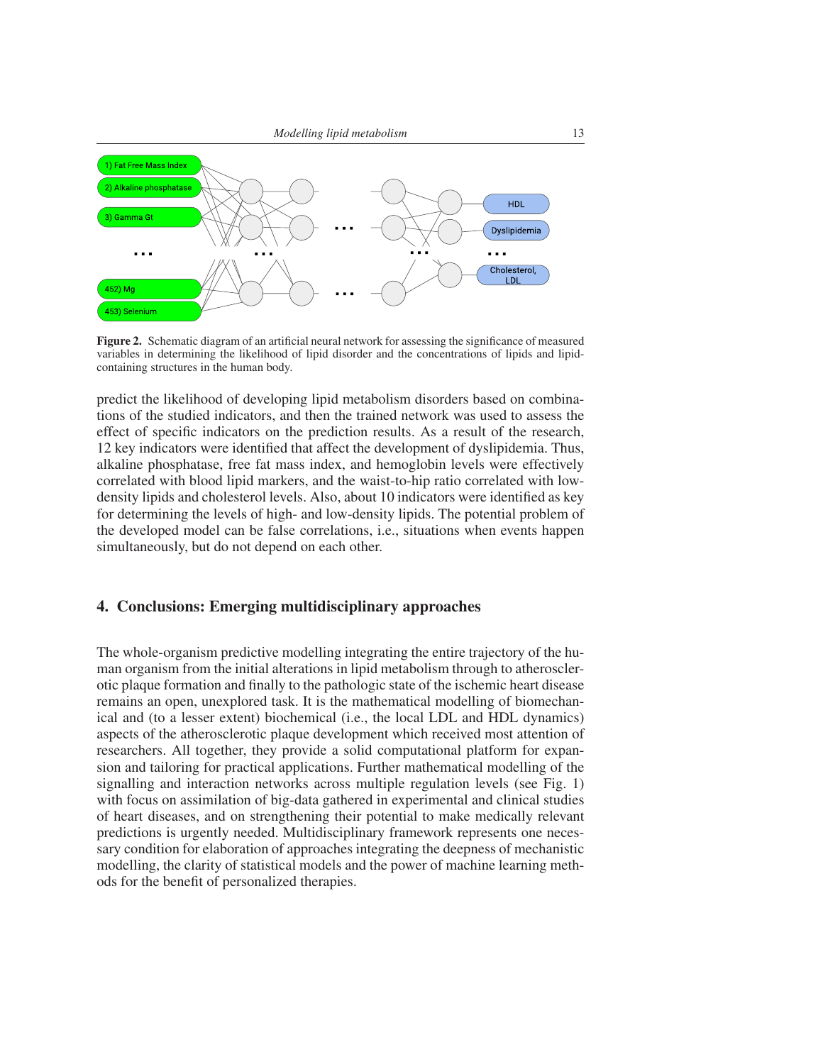**Figure 2.** Schematic diagram of an artificial neural network for assessing the significance of measured variables in determining the likelihood of lipid disorder and the concentrations of lipids and lipid-containing structures in the human body.

predict the likelihood of developing lipid metabolism disorders based on combinations of the studied indicators, and then the trained network was used to assess the effect of specific indicators on the prediction results. As a result of the research, 12 key indicators were identified that affect the development of dyslipidemia. Thus, alkaline phosphatase, free fat mass index, and hemoglobin levels were effectively correlated with blood lipid markers, and the waist-to-hip ratio correlated with low-density lipids and cholesterol levels. Also, about 10 indicators were identified as key for determining the levels of high- and low-density lipids. The potential problem of the developed model can be false correlations, i.e., situations when events happen simultaneously, but do not depend on each other.

## 4. Conclusions: Emerging multidisciplinary approaches

The whole-organism predictive modelling integrating the entire trajectory of the human organism from the initial alterations in lipid metabolism through to atherosclerotic plaque formation and finally to the pathologic state of the ischemic heart disease remains an open, unexplored task. It is the mathematical modelling of biomechanical and (to a lesser extent) biochemical (i.e., the local LDL and HDL dynamics) aspects of the atherosclerotic plaque development which received most attention of researchers. All together, they provide a solid computational platform for expansion and tailoring for practical applications. Further mathematical modelling of the signalling and interaction networks across multiple regulation levels (see Fig. 1) with focus on assimilation of big-data gathered in experimental and clinical studies of heart diseases, and on strengthening their potential to make medically relevant predictions is urgently needed. Multidisciplinary framework represents one necessary condition for elaboration of approaches integrating the deepness of mechanistic modelling, the clarity of statistical models and the power of machine learning methods for the benefit of personalized therapies.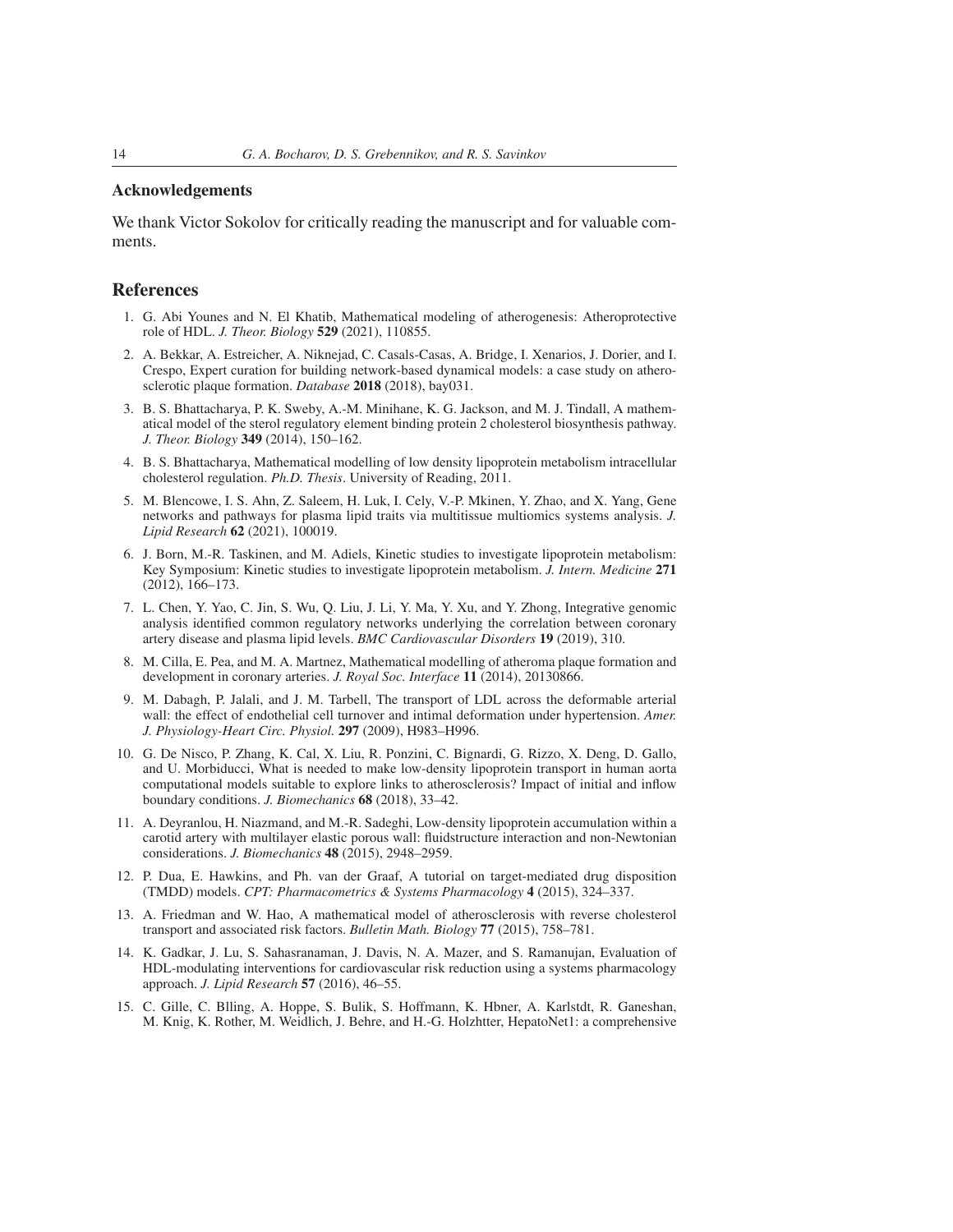## Acknowledgements

We thank Victor Sokolov for critically reading the manuscript and for valuable comments.

## References

1. G. Abi Younes and N. El Khatib, Mathematical modeling of atherogenesis: Atheroprotective role of HDL. *J. Theor. Biology* **529** (2021), 110855.
2. A. Bekkar, A. Estreicher, A. Niknejad, C. Casals-Casas, A. Bridge, I. Xenarios, J. Dorier, and I. Crespo, Expert curation for building network-based dynamical models: a case study on atherosclerotic plaque formation. *Database* **2018** (2018), bay031.
3. B. S. Bhattacharya, P. K. Sweby, A.-M. Minihane, K. G. Jackson, and M. J. Tindall, A mathematical model of the sterol regulatory element binding protein 2 cholesterol biosynthesis pathway. *J. Theor. Biology* **349** (2014), 150–162.
4. B. S. Bhattacharya, Mathematical modelling of low density lipoprotein metabolism intracellular cholesterol regulation. *Ph.D. Thesis*. University of Reading, 2011.
5. M. Blencowe, I. S. Ahn, Z. Saleem, H. Luk, I. Cely, V.-P. Mkinen, Y. Zhao, and X. Yang, Gene networks and pathways for plasma lipid traits via multitissue multiomics systems analysis. *J. Lipid Research* **62** (2021), 100019.
6. J. Born, M.-R. Taskinen, and M. Adiels, Kinetic studies to investigate lipoprotein metabolism: Key Symposium: Kinetic studies to investigate lipoprotein metabolism. *J. Intern. Medicine* **271** (2012), 166–173.
7. L. Chen, Y. Yao, C. Jin, S. Wu, Q. Liu, J. Li, Y. Ma, Y. Xu, and Y. Zhong, Integrative genomic analysis identified common regulatory networks underlying the correlation between coronary artery disease and plasma lipid levels. *BMC Cardiovascular Disorders* **19** (2019), 310.
8. M. Cilla, E. Pea, and M. A. Martnez, Mathematical modelling of atheroma plaque formation and development in coronary arteries. *J. Royal Soc. Interface* **11** (2014), 20130866.
9. M. Dabagh, P. Jalali, and J. M. Tarbell, The transport of LDL across the deformable arterial wall: the effect of endothelial cell turnover and intimal deformation under hypertension. *Amer. J. Physiology-Heart Circ. Physiol.* **297** (2009), H983–H996.
10. G. De Nisco, P. Zhang, K. Cal, X. Liu, R. Ponzini, C. Bignardi, G. Rizzo, X. Deng, D. Gallo, and U. Morbiducci, What is needed to make low-density lipoprotein transport in human aorta computational models suitable to explore links to atherosclerosis? Impact of initial and inflow boundary conditions. *J. Biomechanics* **68** (2018), 33–42.
11. A. Deyranlou, H. Niazmand, and M.-R. Sadeghi, Low-density lipoprotein accumulation within a carotid artery with multilayer elastic porous wall: fluidstructure interaction and non-Newtonian considerations. *J. Biomechanics* **48** (2015), 2948–2959.
12. P. Dua, E. Hawkins, and Ph. van der Graaf, A tutorial on target-mediated drug disposition (TMDD) models. *CPT: Pharmacometrics & Systems Pharmacology* **4** (2015), 324–337.
13. A. Friedman and W. Hao, A mathematical model of atherosclerosis with reverse cholesterol transport and associated risk factors. *Bulletin Math. Biology* **77** (2015), 758–781.
14. K. Gadkar, J. Lu, S. Sahasranaman, J. Davis, N. A. Mazer, and S. Ramanujan, Evaluation of HDL-modulating interventions for cardiovascular risk reduction using a systems pharmacology approach. *J. Lipid Research* **57** (2016), 46–55.
15. C. Gille, C. Blling, A. Hoppe, S. Bulik, S. Hoffmann, K. Hbner, A. Karlstdt, R. Ganeshan, M. Knig, K. Rother, M. Weidlich, J. Behre, and H.-G. Holzhtter, HepatoNet1: a comprehensive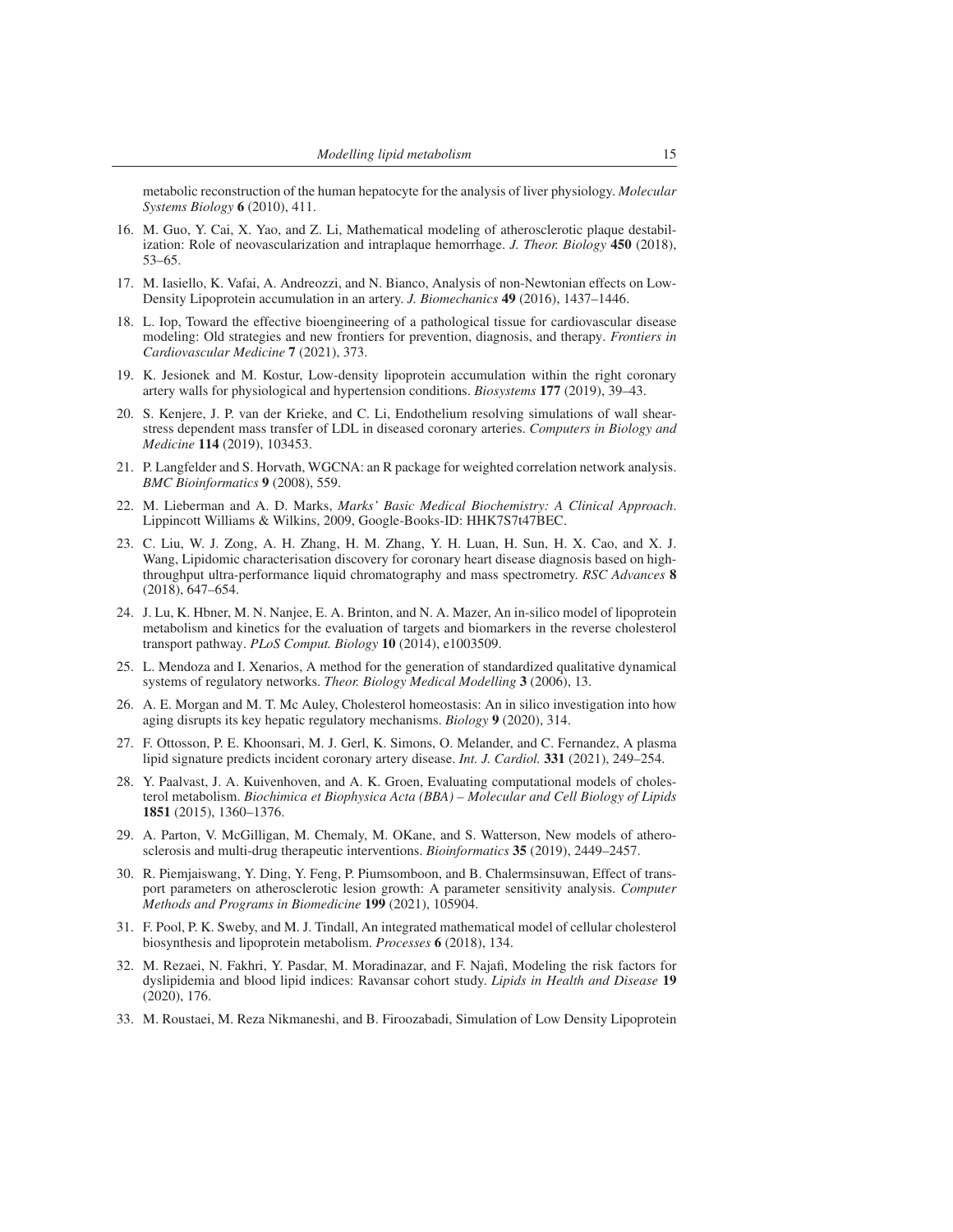metabolic reconstruction of the human hepatocyte for the analysis of liver physiology. *Molecular Systems Biology* **6** (2010), 411.

16. M. Guo, Y. Cai, X. Yao, and Z. Li, Mathematical modeling of atherosclerotic plaque destabilization: Role of neovascularization and intraplaque hemorrhage. *J. Theor. Biology* **450** (2018), 53–65.

17. M. Iasiello, K. Vafai, A. Andreozzi, and N. Bianco, Analysis of non-Newtonian effects on Low-Density Lipoprotein accumulation in an artery. *J. Biomechanics* **49** (2016), 1437–1446.

18. L. Iop, Toward the effective bioengineering of a pathological tissue for cardiovascular disease modeling: Old strategies and new frontiers for prevention, diagnosis, and therapy. *Frontiers in Cardiovascular Medicine* **7** (2021), 373.

19. K. Jesionek and M. Kostur, Low-density lipoprotein accumulation within the right coronary artery walls for physiological and hypertension conditions. *Biosystems* **177** (2019), 39–43.

20. S. Kenjere, J. P. van der Krieke, and C. Li, Endothelium resolving simulations of wall shear-stress dependent mass transfer of LDL in diseased coronary arteries. *Computers in Biology and Medicine* **114** (2019), 103453.

21. P. Langfelder and S. Horvath, WGCNA: an R package for weighted correlation network analysis. *BMC Bioinformatics* **9** (2008), 559.

22. M. Lieberman and A. D. Marks, *Marks' Basic Medical Biochemistry: A Clinical Approach*. Lippincott Williams & Wilkins, 2009, Google-Books-ID: HHK7S7t47BEC.

23. C. Liu, W. J. Zong, A. H. Zhang, H. M. Zhang, Y. H. Luan, H. Sun, H. X. Cao, and X. J. Wang, Lipidomic characterisation discovery for coronary heart disease diagnosis based on high-throughput ultra-performance liquid chromatography and mass spectrometry. *RSC Advances* **8** (2018), 647–654.

24. J. Lu, K. Hbner, M. N. Nanjee, E. A. Brinton, and N. A. Mazer, An in-silico model of lipoprotein metabolism and kinetics for the evaluation of targets and biomarkers in the reverse cholesterol transport pathway. *PLoS Comput. Biology* **10** (2014), e1003509.

25. L. Mendoza and I. Xenarios, A method for the generation of standardized qualitative dynamical systems of regulatory networks. *Theor. Biology Medical Modelling* **3** (2006), 13.

26. A. E. Morgan and M. T. Mc Auley, Cholesterol homeostasis: An in silico investigation into how aging disrupts its key hepatic regulatory mechanisms. *Biology* **9** (2020), 314.

27. F. Ottosson, P. E. Khoonsari, M. J. Gerl, K. Simons, O. Melander, and C. Fernandez, A plasma lipid signature predicts incident coronary artery disease. *Int. J. Cardiol.* **331** (2021), 249–254.

28. Y. Paalvast, J. A. Kuivenhoven, and A. K. Groen, Evaluating computational models of cholesterol metabolism. *Biochimica et Biophysica Acta (BBA) – Molecular and Cell Biology of Lipids* **1851** (2015), 1360–1376.

29. A. Parton, V. McGilligan, M. Chemaly, M. OKane, and S. Watterson, New models of atherosclerosis and multi-drug therapeutic interventions. *Bioinformatics* **35** (2019), 2449–2457.

30. R. Piemjaiswang, Y. Ding, Y. Feng, P. Piumsomboon, and B. Chalermsinsuwan, Effect of transport parameters on atherosclerotic lesion growth: A parameter sensitivity analysis. *Computer Methods and Programs in Biomedicine* **199** (2021), 105904.

31. F. Pool, P. K. Sweby, and M. J. Tindall, An integrated mathematical model of cellular cholesterol biosynthesis and lipoprotein metabolism. *Processes* **6** (2018), 134.

32. M. Rezaei, N. Fakhri, Y. Pasdar, M. Moradinazar, and F. Najafi, Modeling the risk factors for dyslipidemia and blood lipid indices: Ravansar cohort study. *Lipids in Health and Disease* **19** (2020), 176.

33. M. Roustaei, M. Reza Nikmaneshi, and B. Firoozabadi, Simulation of Low Density Lipoprotein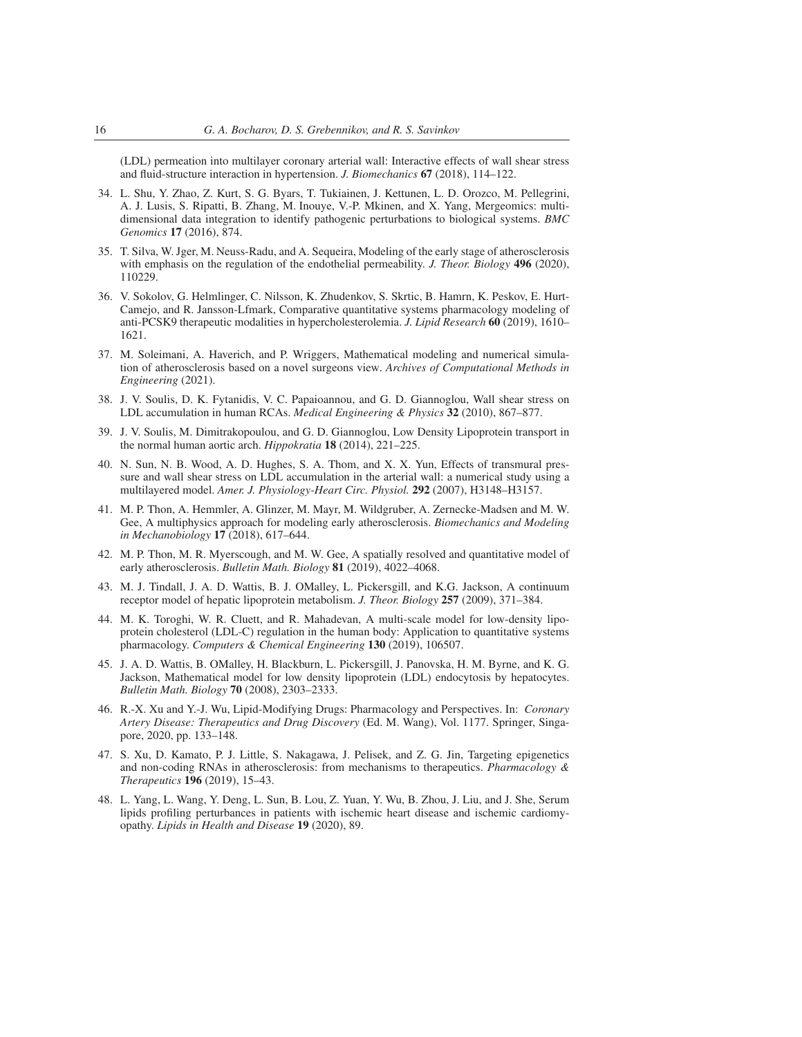(LDL) permeation into multilayer coronary arterial wall: Interactive effects of wall shear stress and fluid-structure interaction in hypertension. *J. Biomechanics* **67** (2018), 114–122.

34. L. Shu, Y. Zhao, Z. Kurt, S. G. Byars, T. Tukiainen, J. Kettunen, L. D. Orozco, M. Pellegrini, A. J. Lusis, S. Ripatti, B. Zhang, M. Inouye, V.-P. Mkinen, and X. Yang, Mergeomics: multidimensional data integration to identify pathogenic perturbations to biological systems. *BMC Genomics* **17** (2016), 874.

35. T. Silva, W. Jger, M. Neuss-Radu, and A. Sequeira, Modeling of the early stage of atherosclerosis with emphasis on the regulation of the endothelial permeability. *J. Theor. Biology* **496** (2020), 110229.

36. V. Sokolov, G. Helmlinger, C. Nilsson, K. Zhudenkov, S. Skrtic, B. Hamrn, K. Peskov, E. Hurt-Camejo, and R. Jansson-Lfmark, Comparative quantitative systems pharmacology modeling of anti-PCSK9 therapeutic modalities in hypercholesterolemia. *J. Lipid Research* **60** (2019), 1610–1621.

37. M. Soleimani, A. Haverich, and P. Wriggers, Mathematical modeling and numerical simulation of atherosclerosis based on a novel surgeons view. *Archives of Computational Methods in Engineering* (2021).

38. J. V. Soulis, D. K. Fytanidis, V. C. Papaioannou, and G. D. Giannoglou, Wall shear stress on LDL accumulation in human RCAs. *Medical Engineering & Physics* **32** (2010), 867–877.

39. J. V. Soulis, M. Dimitrakopoulou, and G. D. Giannoglou, Low Density Lipoprotein transport in the normal human aortic arch. *Hippokratia* **18** (2014), 221–225.

40. N. Sun, N. B. Wood, A. D. Hughes, S. A. Thom, and X. X. Yun, Effects of transmural pressure and wall shear stress on LDL accumulation in the arterial wall: a numerical study using a multilayered model. *Amer. J. Physiology-Heart Circ. Physiol.* **292** (2007), H3148–H3157.

41. M. P. Thon, A. Hemmler, A. Glinzer, M. Mayr, M. Wildgruber, A. Zernecke-Madsen and M. W. Gee, A multiphysics approach for modeling early atherosclerosis. *Biomechanics and Modeling in Mechanobiology* **17** (2018), 617–644.

42. M. P. Thon, M. R. Myerscough, and M. W. Gee, A spatially resolved and quantitative model of early atherosclerosis. *Bulletin Math. Biology* **81** (2019), 4022–4068.

43. M. J. Tindall, J. A. D. Wattis, B. J. OMalley, L. Pickersgill, and K.G. Jackson, A continuum receptor model of hepatic lipoprotein metabolism. *J. Theor. Biology* **257** (2009), 371–384.

44. M. K. Toroghi, W. R. Cluett, and R. Mahadevan, A multi-scale model for low-density lipoprotein cholesterol (LDL-C) regulation in the human body: Application to quantitative systems pharmacology. *Computers & Chemical Engineering* **130** (2019), 106507.

45. J. A. D. Wattis, B. OMalley, H. Blackburn, L. Pickersgill, J. Panovska, H. M. Byrne, and K. G. Jackson, Mathematical model for low density lipoprotein (LDL) endocytosis by hepatocytes. *Bulletin Math. Biology* **70** (2008), 2303–2333.

46. R.-X. Xu and Y.-J. Wu, Lipid-Modifying Drugs: Pharmacology and Perspectives. In: *Coronary Artery Disease: Therapeutics and Drug Discovery* (Ed. M. Wang), Vol. 1177. Springer, Singapore, 2020, pp. 133–148.

47. S. Xu, D. Kamato, P. J. Little, S. Nakagawa, J. Pelisek, and Z. G. Jin, Targeting epigenetics and non-coding RNAs in atherosclerosis: from mechanisms to therapeutics. *Pharmacology & Therapeutics* **196** (2019), 15–43.

48. L. Yang, L. Wang, Y. Deng, L. Sun, B. Lou, Z. Yuan, Y. Wu, B. Zhou, J. Liu, and J. She, Serum lipids profiling perturbances in patients with ischemic heart disease and ischemic cardiomyopathy. *Lipids in Health and Disease* **19** (2020), 89.